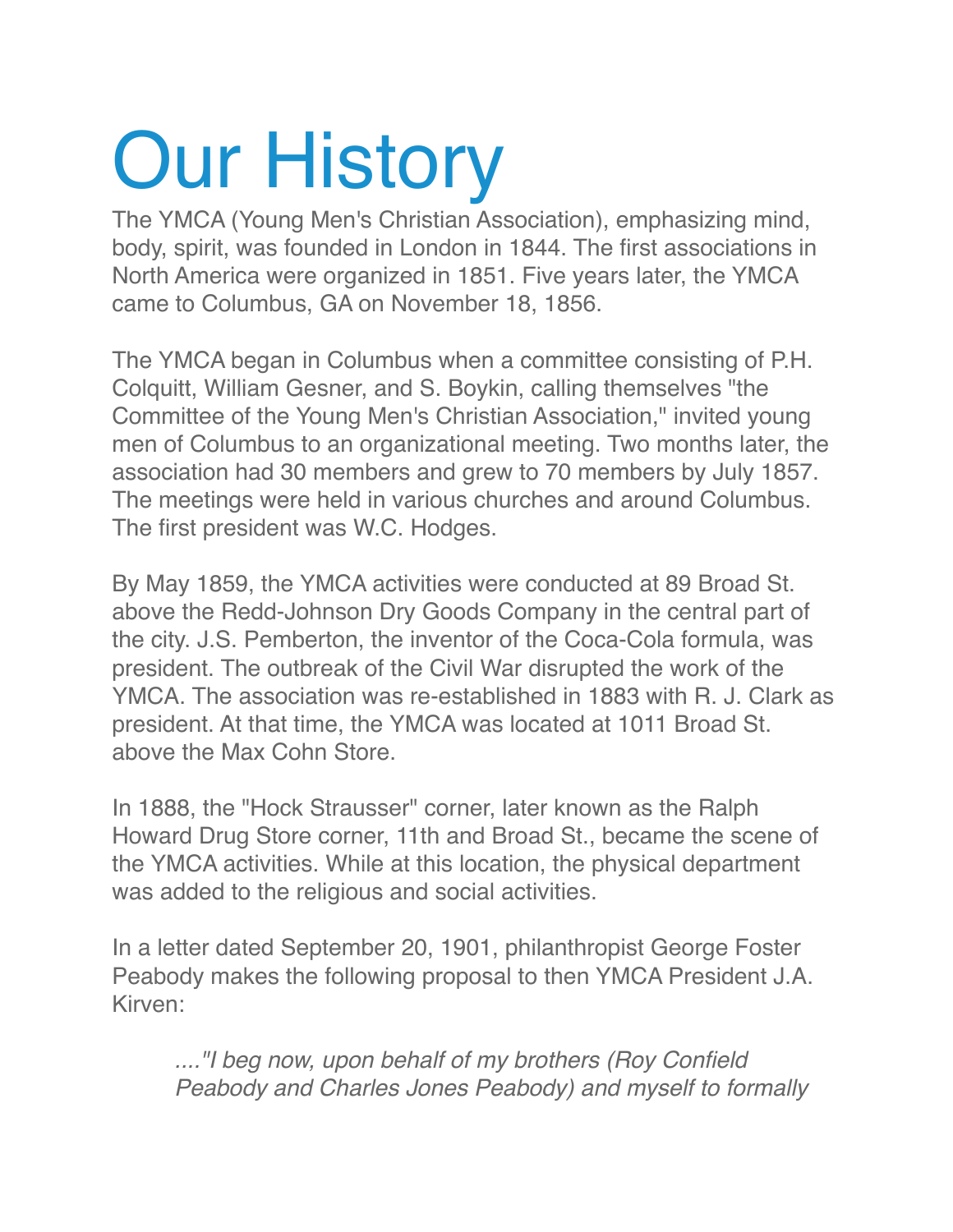# Our History

The YMCA (Young Men's Christian Association), emphasizing mind, body, spirit, was founded in London in 1844. The first associations in North America were organized in 1851. Five years later, the YMCA came to Columbus, GA on November 18, 1856.

The YMCA began in Columbus when a committee consisting of P.H. Colquitt, William Gesner, and S. Boykin, calling themselves "the Committee of the Young Men's Christian Association," invited young men of Columbus to an organizational meeting. Two months later, the association had 30 members and grew to 70 members by July 1857. The meetings were held in various churches and around Columbus. The first president was W.C. Hodges.

By May 1859, the YMCA activities were conducted at 89 Broad St. above the Redd-Johnson Dry Goods Company in the central part of the city. J.S. Pemberton, the inventor of the Coca-Cola formula, was president. The outbreak of the Civil War disrupted the work of the YMCA. The association was re-established in 1883 with R. J. Clark as president. At that time, the YMCA was located at 1011 Broad St. above the Max Cohn Store.

In 1888, the "Hock Strausser" corner, later known as the Ralph Howard Drug Store corner, 11th and Broad St., became the scene of the YMCA activities. While at this location, the physical department was added to the religious and social activities.

In a letter dated September 20, 1901, philanthropist George Foster Peabody makes the following proposal to then YMCA President J.A. Kirven:

> *...."I beg now, upon behalf of my brothers (Roy Confield Peabody and Charles Jones Peabody) and myself to formally*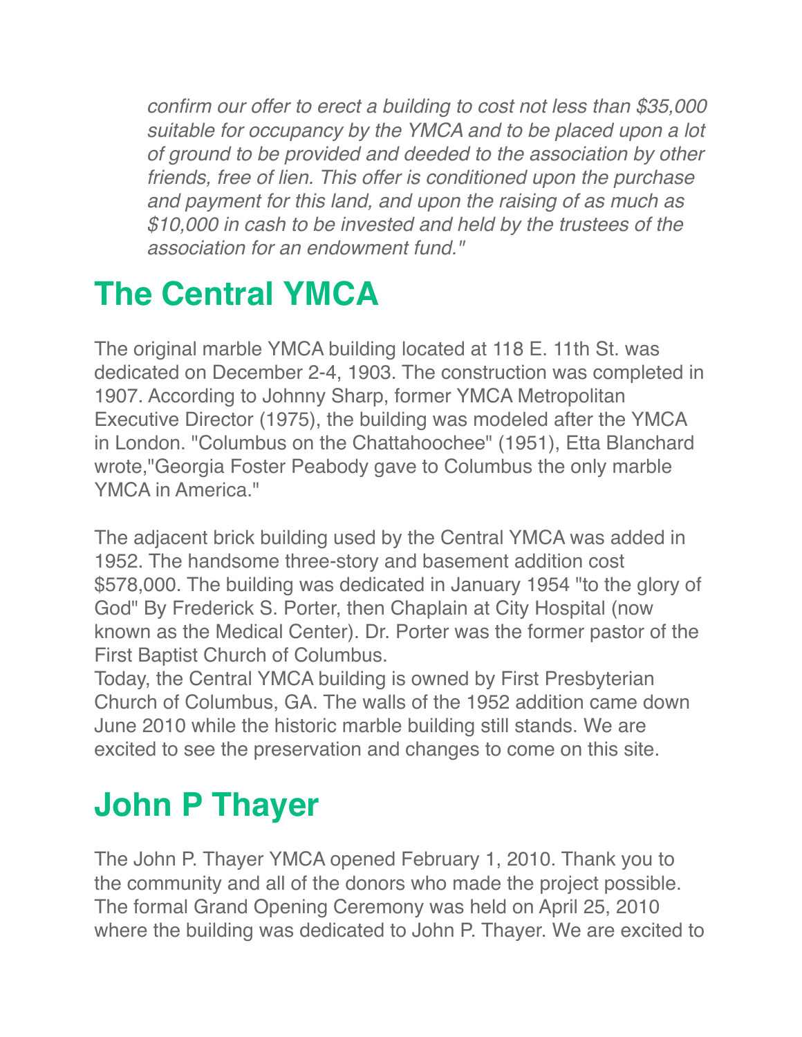*confirm our offer to erect a building to cost not less than $35,000 suitable for occupancy by the YMCA and to be placed upon a lot of ground to be provided and deeded to the association by other friends, free of lien. This offer is conditioned upon the purchase and payment for this land, and upon the raising of as much as $10,000 in cash to be invested and held by the trustees of the association for an endowment fund."*

## The Central YMCA

The original marble YMCA building located at 118 E. 11th St. was dedicated on December 2-4, 1903. The construction was completed in 1907. According to Johnny Sharp, former YMCA Metropolitan Executive Director (1975), the building was modeled after the YMCA in London. "Columbus on the Chattahoochee" (1951), Etta Blanchard wrote,"Georgia Foster Peabody gave to Columbus the only marble YMCA in America."

The adjacent brick building used by the Central YMCA was added in 1952. The handsome three-story and basement addition cost $578,000. The building was dedicated in January 1954 "to the glory of God" By Frederick S. Porter, then Chaplain at City Hospital (now known as the Medical Center). Dr. Porter was the former pastor of the First Baptist Church of Columbus.
Today, the Central YMCA building is owned by First Presbyterian Church of Columbus, GA. The walls of the 1952 addition came down June 2010 while the historic marble building still stands. We are excited to see the preservation and changes to come on this site.

## John P Thayer

The John P. Thayer YMCA opened February 1, 2010. Thank you to the community and all of the donors who made the project possible. The formal Grand Opening Ceremony was held on April 25, 2010 where the building was dedicated to John P. Thayer. We are excited to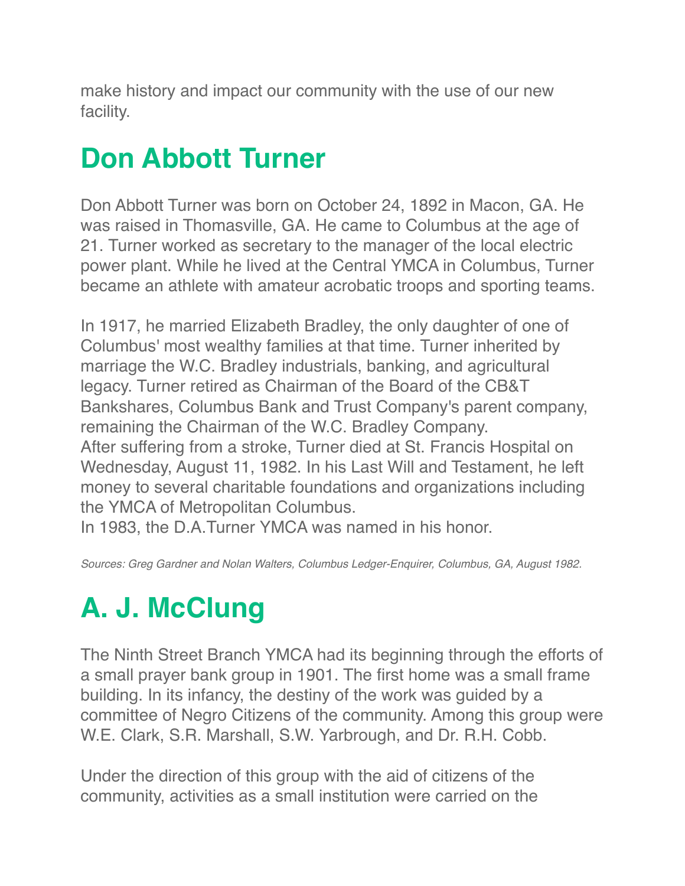make history and impact our community with the use of our new facility.

# Don Abbott Turner

Don Abbott Turner was born on October 24, 1892 in Macon, GA. He was raised in Thomasville, GA. He came to Columbus at the age of 21. Turner worked as secretary to the manager of the local electric power plant. While he lived at the Central YMCA in Columbus, Turner became an athlete with amateur acrobatic troops and sporting teams.

In 1917, he married Elizabeth Bradley, the only daughter of one of Columbus' most wealthy families at that time. Turner inherited by marriage the W.C. Bradley industrials, banking, and agricultural legacy. Turner retired as Chairman of the Board of the CB&T Bankshares, Columbus Bank and Trust Company's parent company, remaining the Chairman of the W.C. Bradley Company.
After suffering from a stroke, Turner died at St. Francis Hospital on Wednesday, August 11, 1982. In his Last Will and Testament, he left money to several charitable foundations and organizations including the YMCA of Metropolitan Columbus.
In 1983, the D.A.Turner YMCA was named in his honor.

*Sources: Greg Gardner and Nolan Walters, Columbus Ledger-Enquirer, Columbus, GA, August 1982.*

# A. J. McClung

The Ninth Street Branch YMCA had its beginning through the efforts of a small prayer bank group in 1901. The first home was a small frame building. In its infancy, the destiny of the work was guided by a committee of Negro Citizens of the community. Among this group were W.E. Clark, S.R. Marshall, S.W. Yarbrough, and Dr. R.H. Cobb.

Under the direction of this group with the aid of citizens of the community, activities as a small institution were carried on the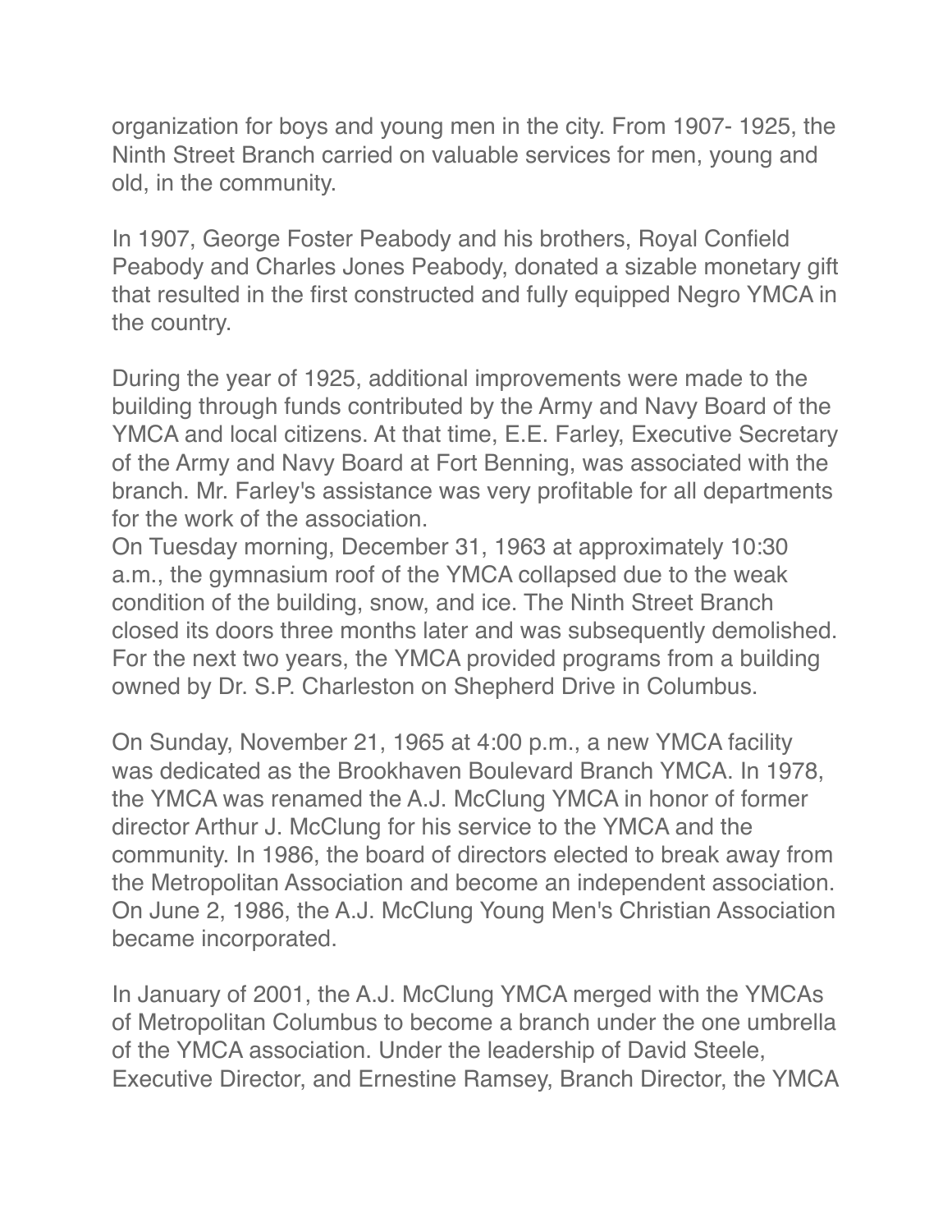organization for boys and young men in the city. From 1907- 1925, the Ninth Street Branch carried on valuable services for men, young and old, in the community.

In 1907, George Foster Peabody and his brothers, Royal Confield Peabody and Charles Jones Peabody, donated a sizable monetary gift that resulted in the first constructed and fully equipped Negro YMCA in the country.

During the year of 1925, additional improvements were made to the building through funds contributed by the Army and Navy Board of the YMCA and local citizens. At that time, E.E. Farley, Executive Secretary of the Army and Navy Board at Fort Benning, was associated with the branch. Mr. Farley's assistance was very profitable for all departments for the work of the association.
On Tuesday morning, December 31, 1963 at approximately 10:30 a.m., the gymnasium roof of the YMCA collapsed due to the weak condition of the building, snow, and ice. The Ninth Street Branch closed its doors three months later and was subsequently demolished. For the next two years, the YMCA provided programs from a building owned by Dr. S.P. Charleston on Shepherd Drive in Columbus.

On Sunday, November 21, 1965 at 4:00 p.m., a new YMCA facility was dedicated as the Brookhaven Boulevard Branch YMCA. In 1978, the YMCA was renamed the A.J. McClung YMCA in honor of former director Arthur J. McClung for his service to the YMCA and the community. In 1986, the board of directors elected to break away from the Metropolitan Association and become an independent association. On June 2, 1986, the A.J. McClung Young Men's Christian Association became incorporated.

In January of 2001, the A.J. McClung YMCA merged with the YMCAs of Metropolitan Columbus to become a branch under the one umbrella of the YMCA association. Under the leadership of David Steele, Executive Director, and Ernestine Ramsey, Branch Director, the YMCA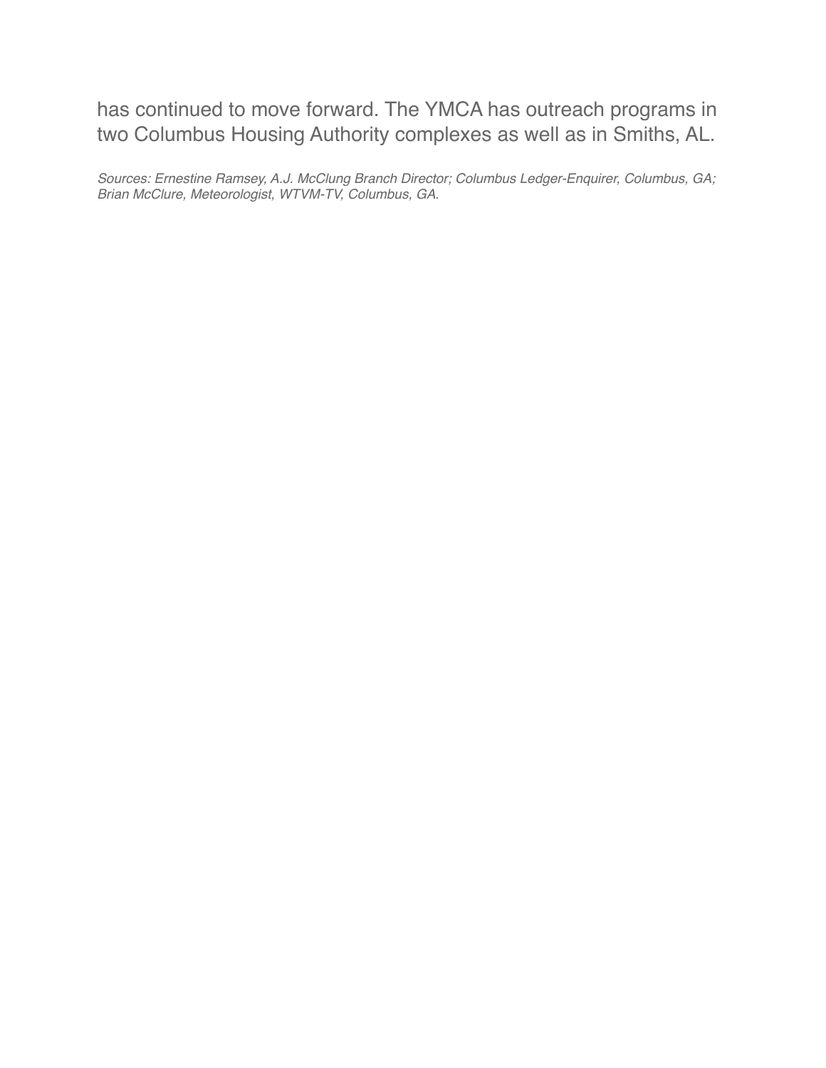has continued to move forward. The YMCA has outreach programs in two Columbus Housing Authority complexes as well as in Smiths, AL.

*Sources: Ernestine Ramsey, A.J. McClung Branch Director; Columbus Ledger-Enquirer, Columbus, GA; Brian McClure, Meteorologist, WTVM-TV, Columbus, GA.*